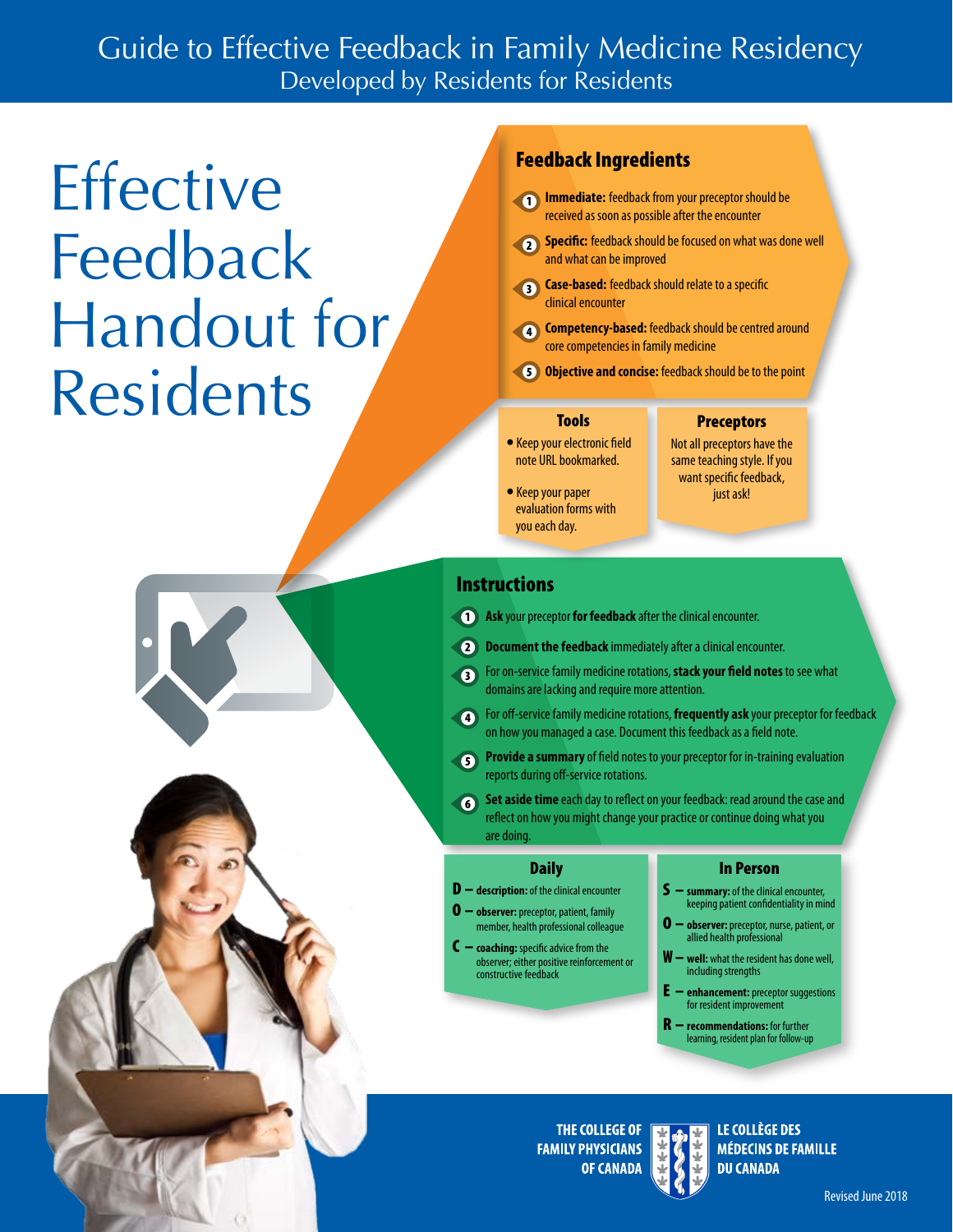# Guide to Effective Feedback in Family Medicine Residency

Developed by Residents for Residents

# Effective Feedback Handout for Residents

## Feedback Ingredients

1. **Immediate:** feedback from your preceptor should be received as soon as possible after the encounter
2. **Specific:** feedback should be focused on what was done well and what can be improved
3. **Case-based:** feedback should relate to a specific clinical encounter
4. **Competency-based:** feedback should be centred around core competencies in family medicine
5. **Objective and concise:** feedback should be to the point

### Tools

- Keep your electronic field note URL bookmarked.
- Keep your paper evaluation forms with you each day.

### Preceptors

Not all preceptors have the same teaching style. If you want specific feedback, just ask!

## Instructions

1. **Ask** your preceptor **for feedback** after the clinical encounter.
2. **Document the feedback** immediately after a clinical encounter.
3. For on-service family medicine rotations, **stack your field notes** to see what domains are lacking and require more attention.
4. For off-service family medicine rotations, **frequently ask** your preceptor for feedback on how you managed a case. Document this feedback as a field note.
5. **Provide a summary** of field notes to your preceptor for in-training evaluation reports during off-service rotations.
6. **Set aside time** each day to reflect on your feedback: read around the case and reflect on how you might change your practice or continue doing what you are doing.

### Daily

- **D – description:** of the clinical encounter
- **O – observer:** preceptor, patient, family member, health professional colleague
- **C – coaching:** specific advice from the observer; either positive reinforcement or constructive feedback

### In Person

- **S – summary:** of the clinical encounter, keeping patient confidentiality in mind
- **O – observer:** preceptor, nurse, patient, or allied health professional
- **W – well:** what the resident has done well, including strengths
- **E – enhancement:** preceptor suggestions for resident improvement
- **R – recommendations:** for further learning, resident plan for follow-up

THE COLLEGE OF FAMILY PHYSICIANS OF CANADA

LE COLLÈGE DES MÉDECINS DE FAMILLE DU CANADA

Revised June 2018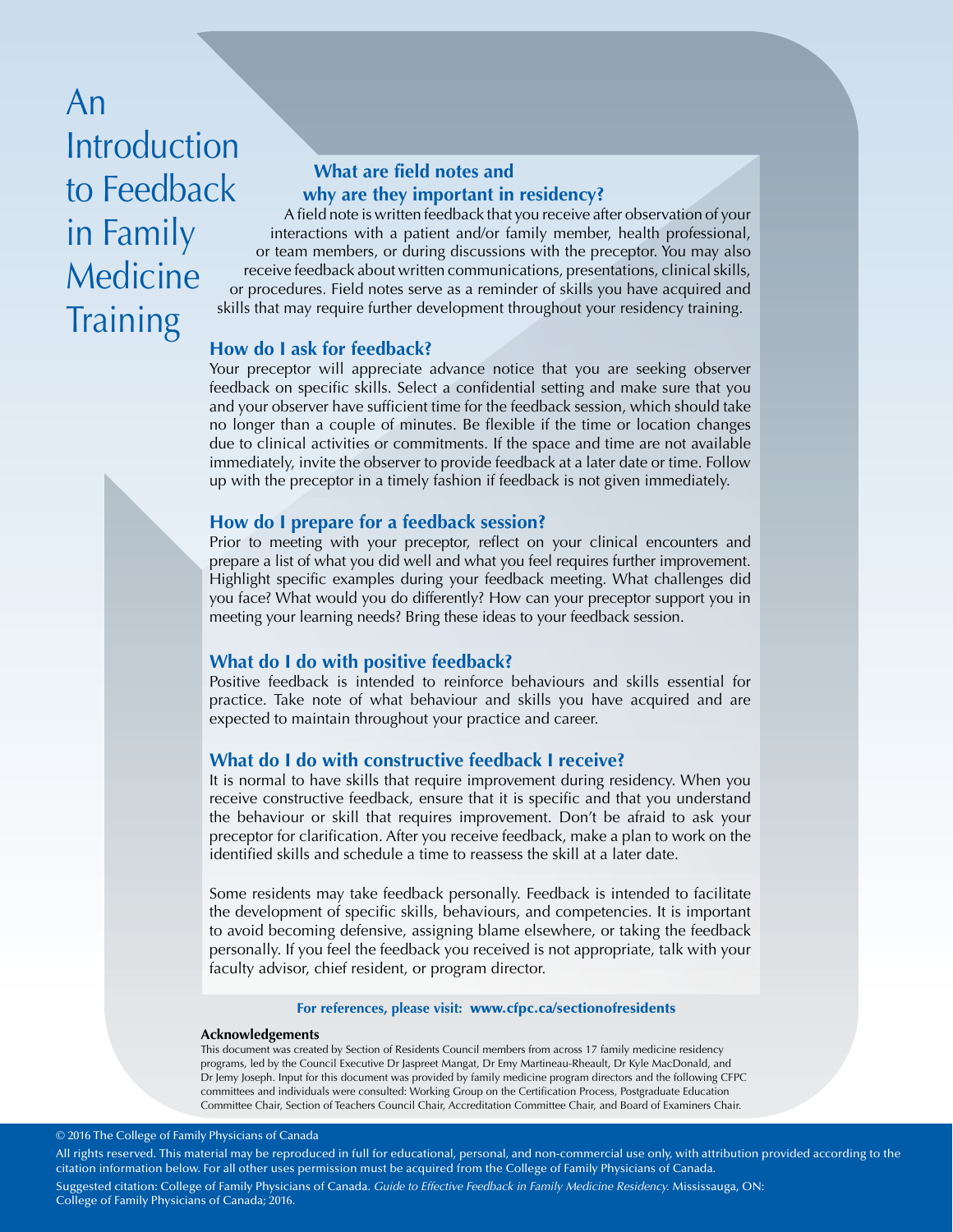# An Introduction to Feedback in Family Medicine Training

## What are field notes and why are they important in residency?

A field note is written feedback that you receive after observation of your interactions with a patient and/or family member, health professional, or team members, or during discussions with the preceptor. You may also receive feedback about written communications, presentations, clinical skills, or procedures. Field notes serve as a reminder of skills you have acquired and skills that may require further development throughout your residency training.

## How do I ask for feedback?

Your preceptor will appreciate advance notice that you are seeking observer feedback on specific skills. Select a confidential setting and make sure that you and your observer have sufficient time for the feedback session, which should take no longer than a couple of minutes. Be flexible if the time or location changes due to clinical activities or commitments. If the space and time are not available immediately, invite the observer to provide feedback at a later date or time. Follow up with the preceptor in a timely fashion if feedback is not given immediately.

## How do I prepare for a feedback session?

Prior to meeting with your preceptor, reflect on your clinical encounters and prepare a list of what you did well and what you feel requires further improvement. Highlight specific examples during your feedback meeting. What challenges did you face? What would you do differently? How can your preceptor support you in meeting your learning needs? Bring these ideas to your feedback session.

## What do I do with positive feedback?

Positive feedback is intended to reinforce behaviours and skills essential for practice. Take note of what behaviour and skills you have acquired and are expected to maintain throughout your practice and career.

## What do I do with constructive feedback I receive?

It is normal to have skills that require improvement during residency. When you receive constructive feedback, ensure that it is specific and that you understand the behaviour or skill that requires improvement. Don't be afraid to ask your preceptor for clarification. After you receive feedback, make a plan to work on the identified skills and schedule a time to reassess the skill at a later date.

Some residents may take feedback personally. Feedback is intended to facilitate the development of specific skills, behaviours, and competencies. It is important to avoid becoming defensive, assigning blame elsewhere, or taking the feedback personally. If you feel the feedback you received is not appropriate, talk with your faculty advisor, chief resident, or program director.

**For references, please visit: www.cfpc.ca/sectionofresidents**

**Acknowledgements**

This document was created by Section of Residents Council members from across 17 family medicine residency programs, led by the Council Executive Dr Jaspreet Mangat, Dr Emy Martineau-Rheault, Dr Kyle MacDonald, and Dr Jemy Joseph. Input for this document was provided by family medicine program directors and the following CFPC committees and individuals were consulted: Working Group on the Certification Process, Postgraduate Education Committee Chair, Section of Teachers Council Chair, Accreditation Committee Chair, and Board of Examiners Chair.

© 2016 The College of Family Physicians of Canada

All rights reserved. This material may be reproduced in full for educational, personal, and non-commercial use only, with attribution provided according to the citation information below. For all other uses permission must be acquired from the College of Family Physicians of Canada.

Suggested citation: College of Family Physicians of Canada. *Guide to Effective Feedback in Family Medicine Residency.* Mississauga, ON: College of Family Physicians of Canada; 2016.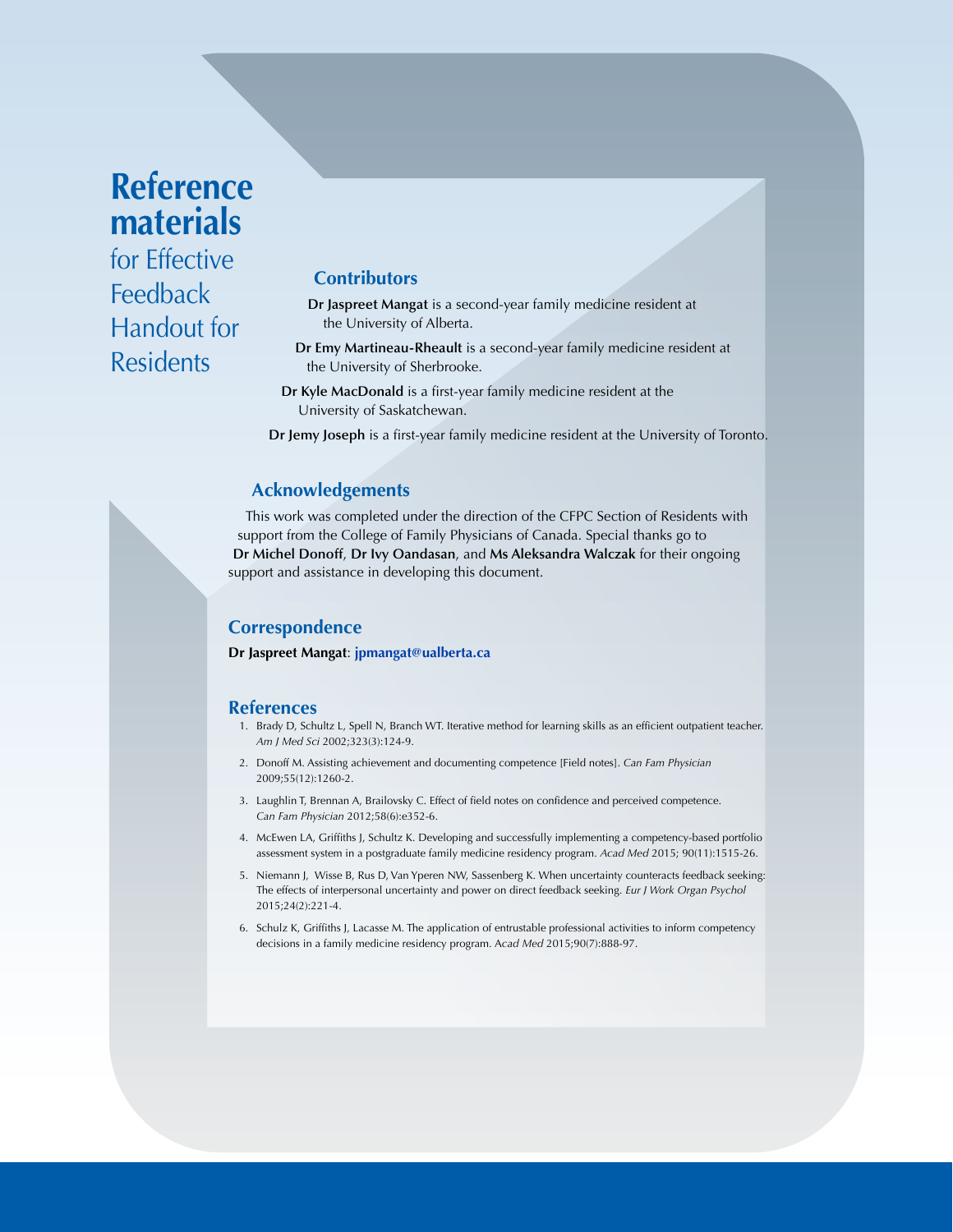# Reference materials

for Effective Feedback Handout for Residents

## Contributors

**Dr Jaspreet Mangat** is a second-year family medicine resident at the University of Alberta.

**Dr Emy Martineau-Rheault** is a second-year family medicine resident at the University of Sherbrooke.

**Dr Kyle MacDonald** is a first-year family medicine resident at the University of Saskatchewan.

**Dr Jemy Joseph** is a first-year family medicine resident at the University of Toronto.

## Acknowledgements

This work was completed under the direction of the CFPC Section of Residents with support from the College of Family Physicians of Canada. Special thanks go to **Dr Michel Donoff**, **Dr Ivy Oandasan**, and **Ms Aleksandra Walczak** for their ongoing support and assistance in developing this document.

## Correspondence

**Dr Jaspreet Mangat**: **jpmangat@ualberta.ca**

## References

1. Brady D, Schultz L, Spell N, Branch WT. Iterative method for learning skills as an efficient outpatient teacher. *Am J Med Sci* 2002;323(3):124-9.
2. Donoff M. Assisting achievement and documenting competence [Field notes]. *Can Fam Physician* 2009;55(12):1260-2.
3. Laughlin T, Brennan A, Brailovsky C. Effect of field notes on confidence and perceived competence. *Can Fam Physician* 2012;58(6):e352-6.
4. McEwen LA, Griffiths J, Schultz K. Developing and successfully implementing a competency-based portfolio assessment system in a postgraduate family medicine residency program. *Acad Med* 2015; 90(11):1515-26.
5. Niemann J, Wisse B, Rus D, Van Yperen NW, Sassenberg K. When uncertainty counteracts feedback seeking: The effects of interpersonal uncertainty and power on direct feedback seeking. *Eur J Work Organ Psychol* 2015;24(2):221-4.
6. Schulz K, Griffiths J, Lacasse M. The application of entrustable professional activities to inform competency decisions in a family medicine residency program. *Acad Med* 2015;90(7):888-97.